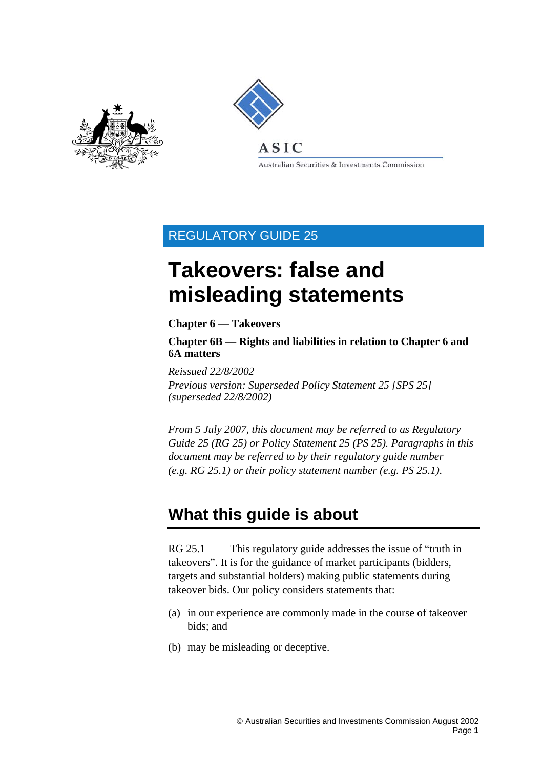ASIC

Australian Securities & Investments Commission

REGULATORY GUIDE 25

# Takeovers: false and misleading statements

**Chapter 6 — Takeovers**

**Chapter 6B — Rights and liabilities in relation to Chapter 6 and 6A matters**

*Reissued 22/8/2002*
*Previous version: Superseded Policy Statement 25 [SPS 25] (superseded 22/8/2002)*

*From 5 July 2007, this document may be referred to as Regulatory Guide 25 (RG 25) or Policy Statement 25 (PS 25). Paragraphs in this document may be referred to by their regulatory guide number (e.g. RG 25.1) or their policy statement number (e.g. PS 25.1).*

## What this guide is about

RG 25.1 This regulatory guide addresses the issue of "truth in takeovers". It is for the guidance of market participants (bidders, targets and substantial holders) making public statements during takeover bids. Our policy considers statements that:

(a) in our experience are commonly made in the course of takeover bids; and

(b) may be misleading or deceptive.

© Australian Securities and Investments Commission August 2002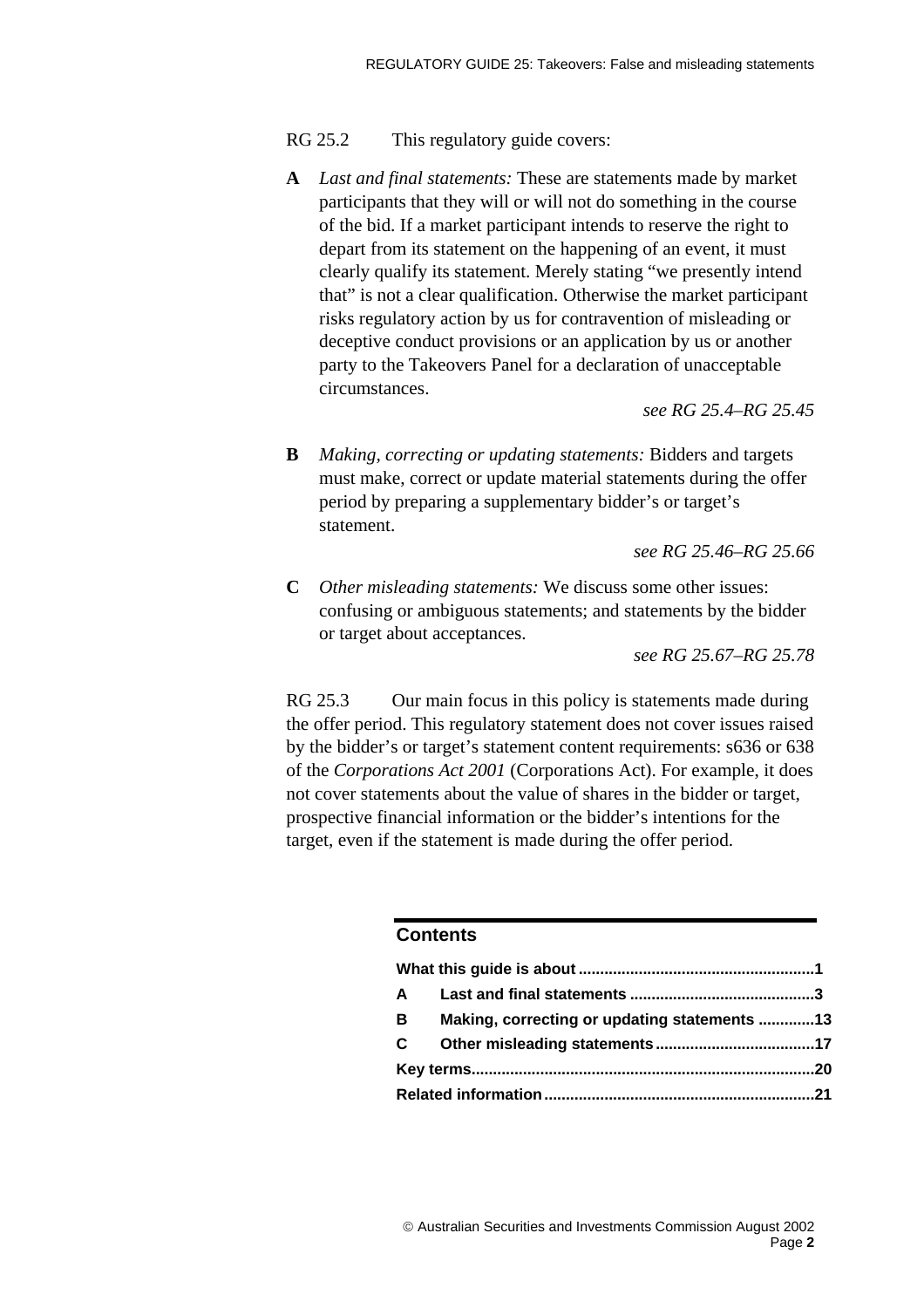RG 25.2 This regulatory guide covers:

**A** *Last and final statements:* These are statements made by market participants that they will or will not do something in the course of the bid. If a market participant intends to reserve the right to depart from its statement on the happening of an event, it must clearly qualify its statement. Merely stating "we presently intend that" is not a clear qualification. Otherwise the market participant risks regulatory action by us for contravention of misleading or deceptive conduct provisions or an application by us or another party to the Takeovers Panel for a declaration of unacceptable circumstances.

*see RG 25.4–RG 25.45*

**B** *Making, correcting or updating statements:* Bidders and targets must make, correct or update material statements during the offer period by preparing a supplementary bidder's or target's statement.

*see RG 25.46–RG 25.66*

**C** *Other misleading statements:* We discuss some other issues: confusing or ambiguous statements; and statements by the bidder or target about acceptances.

*see RG 25.67–RG 25.78*

RG 25.3 Our main focus in this policy is statements made during the offer period. This regulatory statement does not cover issues raised by the bidder's or target's statement content requirements: s636 or 638 of the *Corporations Act 2001* (Corporations Act). For example, it does not cover statements about the value of shares in the bidder or target, prospective financial information or the bidder's intentions for the target, even if the statement is made during the offer period.

## Contents

**What this guide is about ....................................................1**

**A Last and final statements ........................................3**

**B Making, correcting or updating statements ............13**

**C Other misleading statements ....................................17**

**Key terms...............................................................................20**

**Related information .............................................................21**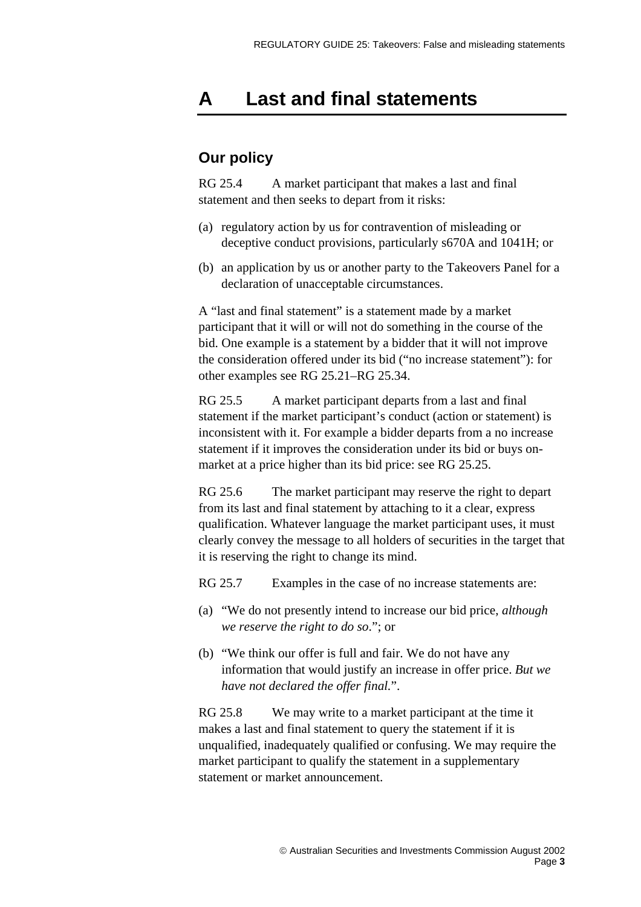# A Last and final statements

## Our policy

RG 25.4 A market participant that makes a last and final statement and then seeks to depart from it risks:

(a) regulatory action by us for contravention of misleading or deceptive conduct provisions, particularly s670A and 1041H; or

(b) an application by us or another party to the Takeovers Panel for a declaration of unacceptable circumstances.

A "last and final statement" is a statement made by a market participant that it will or will not do something in the course of the bid. One example is a statement by a bidder that it will not improve the consideration offered under its bid ("no increase statement"): for other examples see RG 25.21–RG 25.34.

RG 25.5 A market participant departs from a last and final statement if the market participant's conduct (action or statement) is inconsistent with it. For example a bidder departs from a no increase statement if it improves the consideration under its bid or buys on-market at a price higher than its bid price: see RG 25.25.

RG 25.6 The market participant may reserve the right to depart from its last and final statement by attaching to it a clear, express qualification. Whatever language the market participant uses, it must clearly convey the message to all holders of securities in the target that it is reserving the right to change its mind.

RG 25.7 Examples in the case of no increase statements are:

(a) "We do not presently intend to increase our bid price, *although we reserve the right to do so*."; or

(b) "We think our offer is full and fair. We do not have any information that would justify an increase in offer price. *But we have not declared the offer final.*".

RG 25.8 We may write to a market participant at the time it makes a last and final statement to query the statement if it is unqualified, inadequately qualified or confusing. We may require the market participant to qualify the statement in a supplementary statement or market announcement.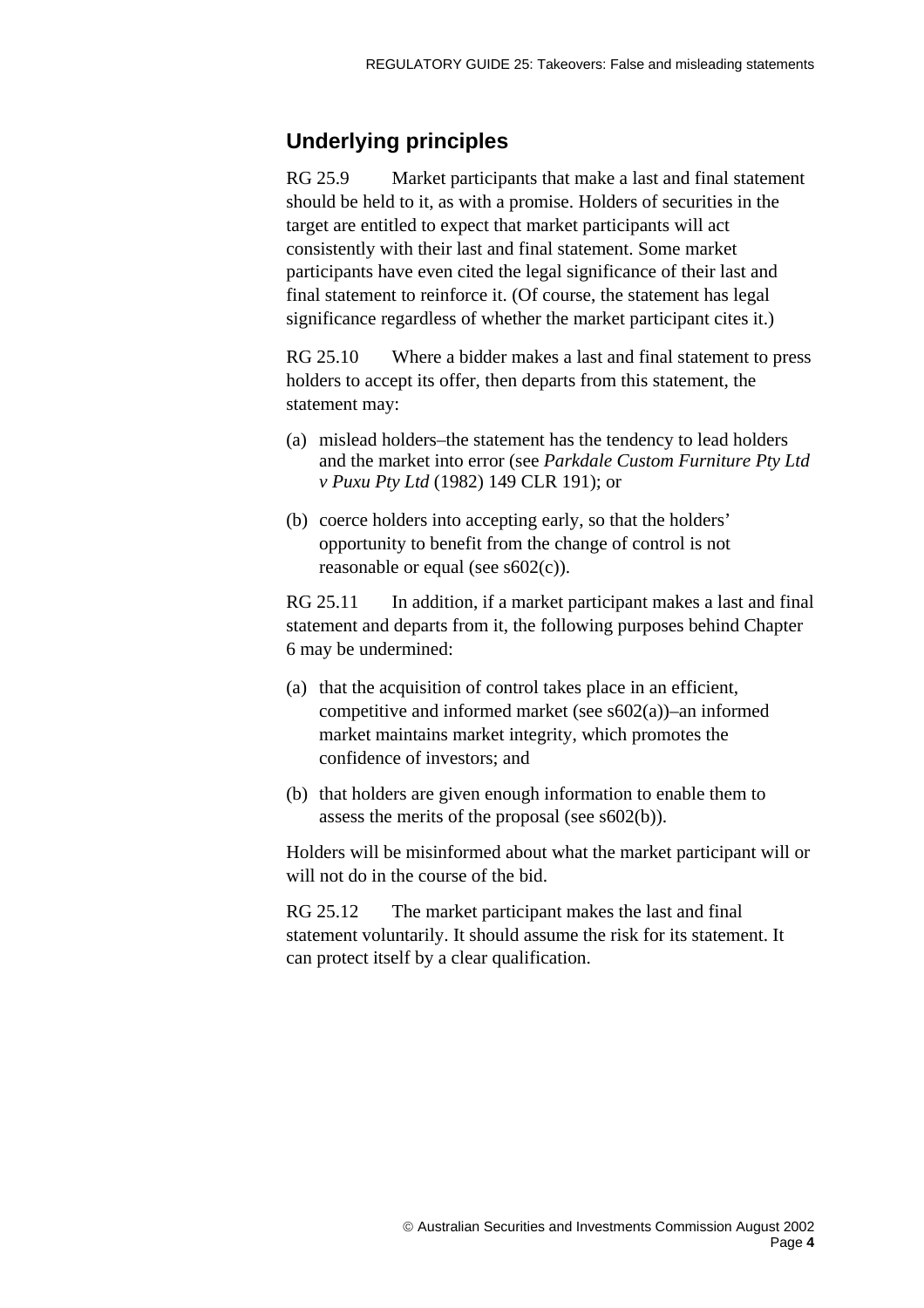## Underlying principles

RG 25.9 Market participants that make a last and final statement should be held to it, as with a promise. Holders of securities in the target are entitled to expect that market participants will act consistently with their last and final statement. Some market participants have even cited the legal significance of their last and final statement to reinforce it. (Of course, the statement has legal significance regardless of whether the market participant cites it.)

RG 25.10 Where a bidder makes a last and final statement to press holders to accept its offer, then departs from this statement, the statement may:

(a) mislead holders–the statement has the tendency to lead holders and the market into error (see *Parkdale Custom Furniture Pty Ltd v Puxu Pty Ltd* (1982) 149 CLR 191); or

(b) coerce holders into accepting early, so that the holders' opportunity to benefit from the change of control is not reasonable or equal (see s602(c)).

RG 25.11 In addition, if a market participant makes a last and final statement and departs from it, the following purposes behind Chapter 6 may be undermined:

(a) that the acquisition of control takes place in an efficient, competitive and informed market (see s602(a))–an informed market maintains market integrity, which promotes the confidence of investors; and

(b) that holders are given enough information to enable them to assess the merits of the proposal (see s602(b)).

Holders will be misinformed about what the market participant will or will not do in the course of the bid.

RG 25.12 The market participant makes the last and final statement voluntarily. It should assume the risk for its statement. It can protect itself by a clear qualification.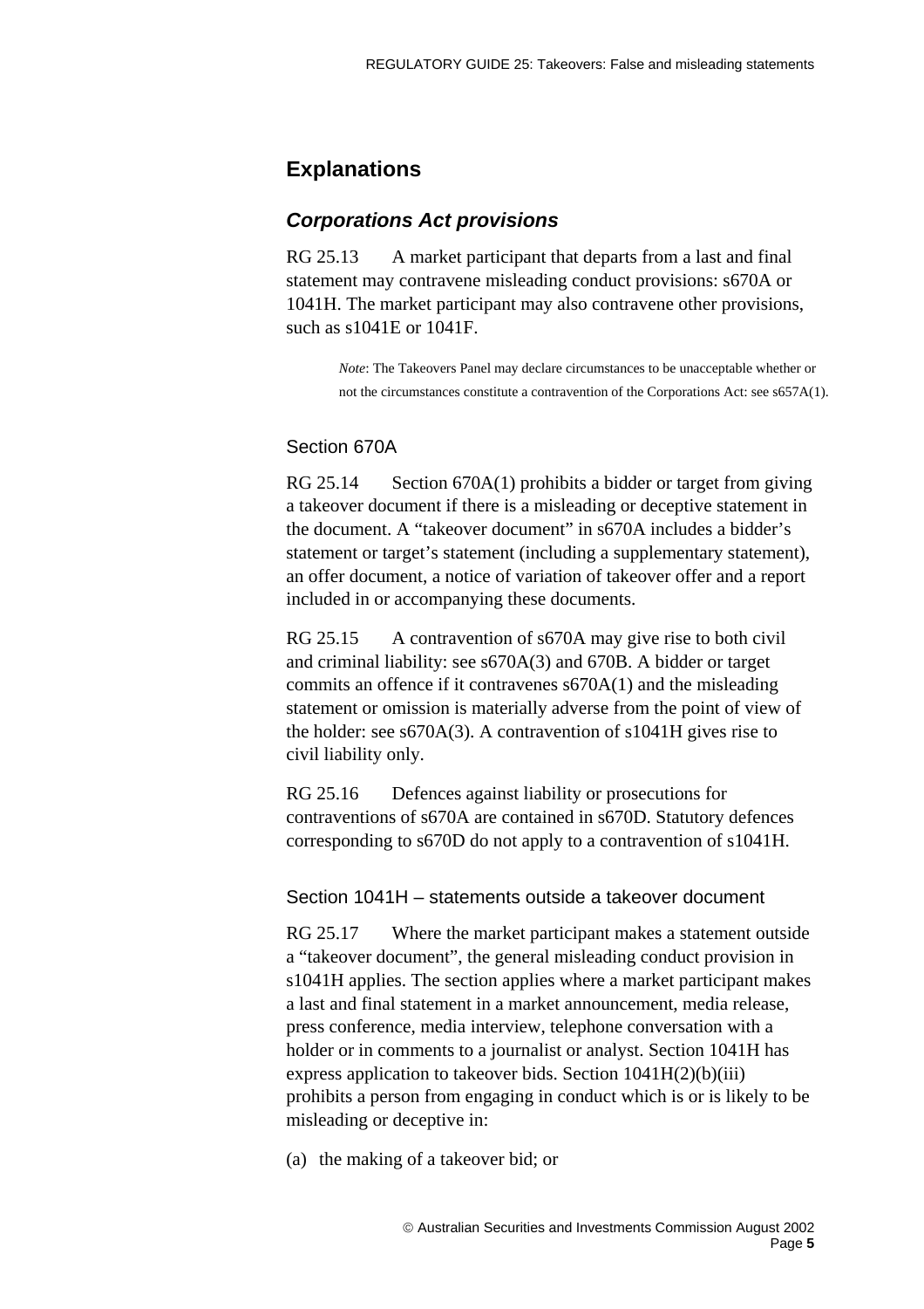## Explanations

### *Corporations Act provisions*

RG 25.13 A market participant that departs from a last and final statement may contravene misleading conduct provisions: s670A or 1041H. The market participant may also contravene other provisions, such as s1041E or 1041F.

> *Note*: The Takeovers Panel may declare circumstances to be unacceptable whether or not the circumstances constitute a contravention of the Corporations Act: see s657A(1).

#### Section 670A

RG 25.14 Section 670A(1) prohibits a bidder or target from giving a takeover document if there is a misleading or deceptive statement in the document. A "takeover document" in s670A includes a bidder's statement or target's statement (including a supplementary statement), an offer document, a notice of variation of takeover offer and a report included in or accompanying these documents.

RG 25.15 A contravention of s670A may give rise to both civil and criminal liability: see s670A(3) and 670B. A bidder or target commits an offence if it contravenes s670A(1) and the misleading statement or omission is materially adverse from the point of view of the holder: see s670A(3). A contravention of s1041H gives rise to civil liability only.

RG 25.16 Defences against liability or prosecutions for contraventions of s670A are contained in s670D. Statutory defences corresponding to s670D do not apply to a contravention of s1041H.

#### Section 1041H – statements outside a takeover document

RG 25.17 Where the market participant makes a statement outside a "takeover document", the general misleading conduct provision in s1041H applies. The section applies where a market participant makes a last and final statement in a market announcement, media release, press conference, media interview, telephone conversation with a holder or in comments to a journalist or analyst. Section 1041H has express application to takeover bids. Section 1041H(2)(b)(iii) prohibits a person from engaging in conduct which is or is likely to be misleading or deceptive in:

(a) the making of a takeover bid; or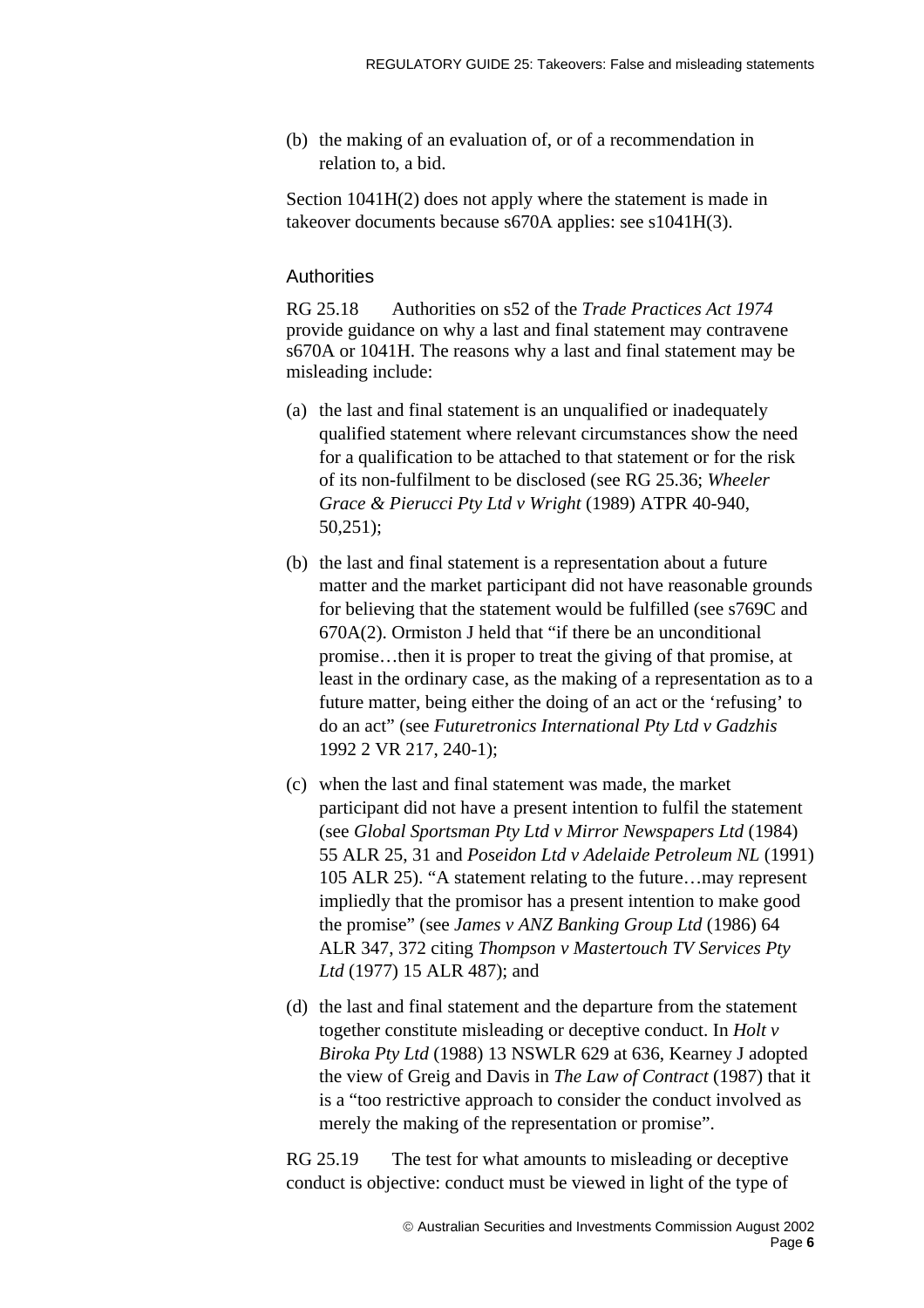(b) the making of an evaluation of, or of a recommendation in relation to, a bid.

Section 1041H(2) does not apply where the statement is made in takeover documents because s670A applies: see s1041H(3).

### Authorities

RG 25.18 Authorities on s52 of the *Trade Practices Act 1974* provide guidance on why a last and final statement may contravene s670A or 1041H. The reasons why a last and final statement may be misleading include:

(a) the last and final statement is an unqualified or inadequately qualified statement where relevant circumstances show the need for a qualification to be attached to that statement or for the risk of its non-fulfilment to be disclosed (see RG 25.36; *Wheeler Grace & Pierucci Pty Ltd v Wright* (1989) ATPR 40-940, 50,251);

(b) the last and final statement is a representation about a future matter and the market participant did not have reasonable grounds for believing that the statement would be fulfilled (see s769C and 670A(2). Ormiston J held that "if there be an unconditional promise…then it is proper to treat the giving of that promise, at least in the ordinary case, as the making of a representation as to a future matter, being either the doing of an act or the 'refusing' to do an act" (see *Futuretronics International Pty Ltd v Gadzhis* 1992 2 VR 217, 240-1);

(c) when the last and final statement was made, the market participant did not have a present intention to fulfil the statement (see *Global Sportsman Pty Ltd v Mirror Newspapers Ltd* (1984) 55 ALR 25, 31 and *Poseidon Ltd v Adelaide Petroleum NL* (1991) 105 ALR 25). "A statement relating to the future…may represent impliedly that the promisor has a present intention to make good the promise" (see *James v ANZ Banking Group Ltd* (1986) 64 ALR 347, 372 citing *Thompson v Mastertouch TV Services Pty Ltd* (1977) 15 ALR 487); and

(d) the last and final statement and the departure from the statement together constitute misleading or deceptive conduct. In *Holt v Biroka Pty Ltd* (1988) 13 NSWLR 629 at 636, Kearney J adopted the view of Greig and Davis in *The Law of Contract* (1987) that it is a "too restrictive approach to consider the conduct involved as merely the making of the representation or promise".

RG 25.19 The test for what amounts to misleading or deceptive conduct is objective: conduct must be viewed in light of the type of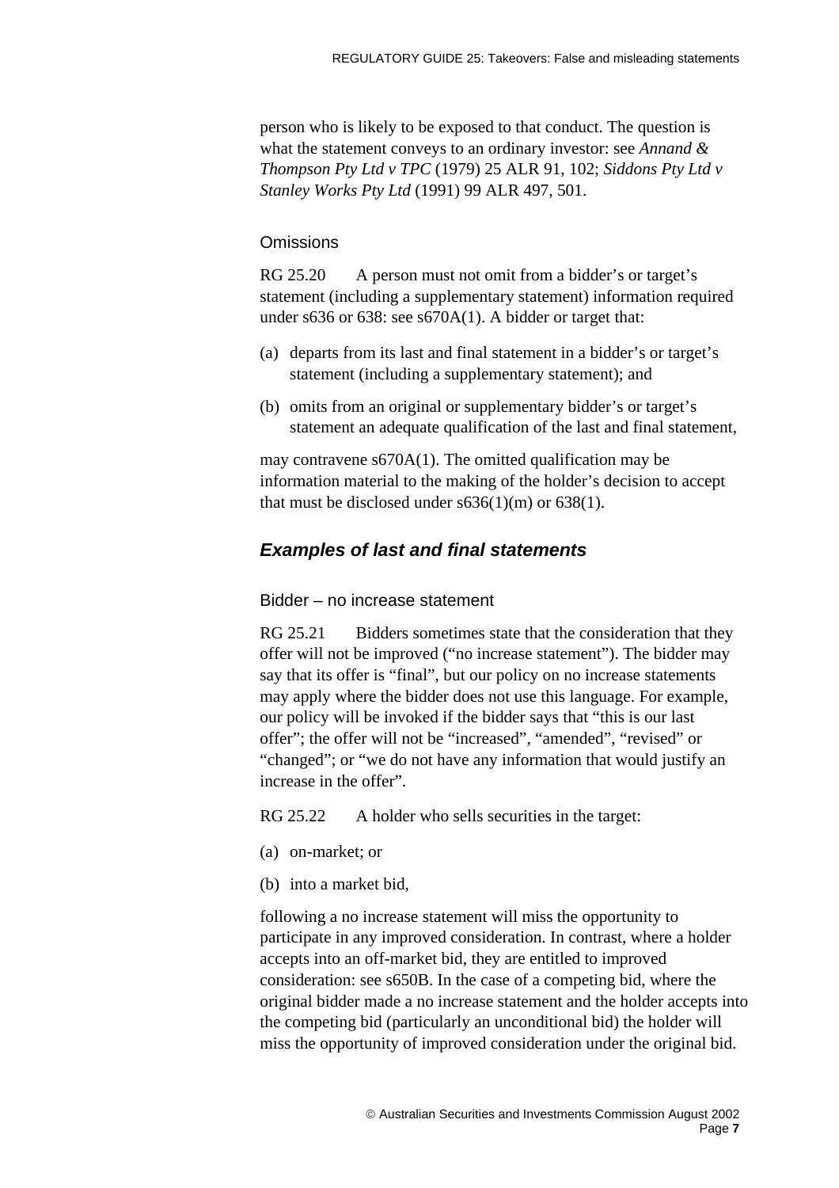person who is likely to be exposed to that conduct. The question is what the statement conveys to an ordinary investor: see *Annand & Thompson Pty Ltd v TPC* (1979) 25 ALR 91, 102; *Siddons Pty Ltd v Stanley Works Pty Ltd* (1991) 99 ALR 497, 501.

### Omissions

RG 25.20 A person must not omit from a bidder's or target's statement (including a supplementary statement) information required under s636 or 638: see s670A(1). A bidder or target that:

(a) departs from its last and final statement in a bidder's or target's statement (including a supplementary statement); and

(b) omits from an original or supplementary bidder's or target's statement an adequate qualification of the last and final statement,

may contravene s670A(1). The omitted qualification may be information material to the making of the holder's decision to accept that must be disclosed under s636(1)(m) or 638(1).

## *Examples of last and final statements*

### Bidder – no increase statement

RG 25.21 Bidders sometimes state that the consideration that they offer will not be improved ("no increase statement"). The bidder may say that its offer is "final", but our policy on no increase statements may apply where the bidder does not use this language. For example, our policy will be invoked if the bidder says that "this is our last offer"; the offer will not be "increased", "amended", "revised" or "changed"; or "we do not have any information that would justify an increase in the offer".

RG 25.22 A holder who sells securities in the target:

(a) on-market; or

(b) into a market bid,

following a no increase statement will miss the opportunity to participate in any improved consideration. In contrast, where a holder accepts into an off-market bid, they are entitled to improved consideration: see s650B. In the case of a competing bid, where the original bidder made a no increase statement and the holder accepts into the competing bid (particularly an unconditional bid) the holder will miss the opportunity of improved consideration under the original bid.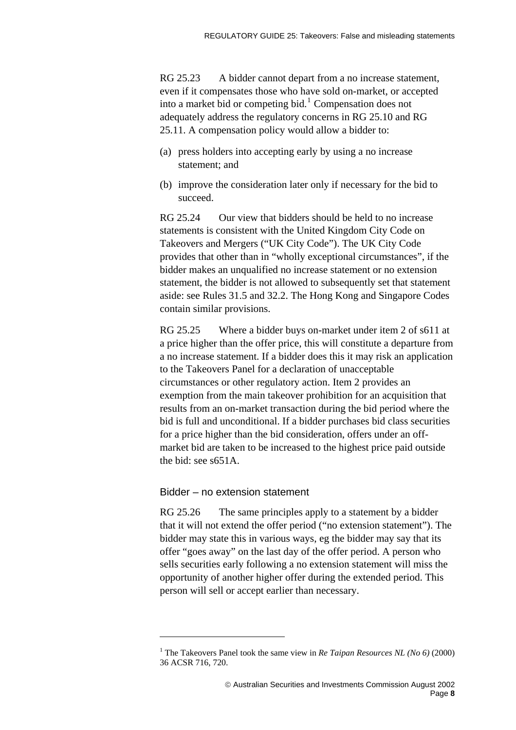RG 25.23 A bidder cannot depart from a no increase statement, even if it compensates those who have sold on-market, or accepted into a market bid or competing bid.[1] Compensation does not adequately address the regulatory concerns in RG 25.10 and RG 25.11. A compensation policy would allow a bidder to:

(a) press holders into accepting early by using a no increase statement; and

(b) improve the consideration later only if necessary for the bid to succeed.

RG 25.24 Our view that bidders should be held to no increase statements is consistent with the United Kingdom City Code on Takeovers and Mergers ("UK City Code"). The UK City Code provides that other than in "wholly exceptional circumstances", if the bidder makes an unqualified no increase statement or no extension statement, the bidder is not allowed to subsequently set that statement aside: see Rules 31.5 and 32.2. The Hong Kong and Singapore Codes contain similar provisions.

RG 25.25 Where a bidder buys on-market under item 2 of s611 at a price higher than the offer price, this will constitute a departure from a no increase statement. If a bidder does this it may risk an application to the Takeovers Panel for a declaration of unacceptable circumstances or other regulatory action. Item 2 provides an exemption from the main takeover prohibition for an acquisition that results from an on-market transaction during the bid period where the bid is full and unconditional. If a bidder purchases bid class securities for a price higher than the bid consideration, offers under an off-market bid are taken to be increased to the highest price paid outside the bid: see s651A.

### Bidder – no extension statement

RG 25.26 The same principles apply to a statement by a bidder that it will not extend the offer period ("no extension statement"). The bidder may state this in various ways, eg the bidder may say that its offer "goes away" on the last day of the offer period. A person who sells securities early following a no extension statement will miss the opportunity of another higher offer during the extended period. This person will sell or accept earlier than necessary.

---

[1] The Takeovers Panel took the same view in *Re Taipan Resources NL (No 6)* (2000) 36 ACSR 716, 720.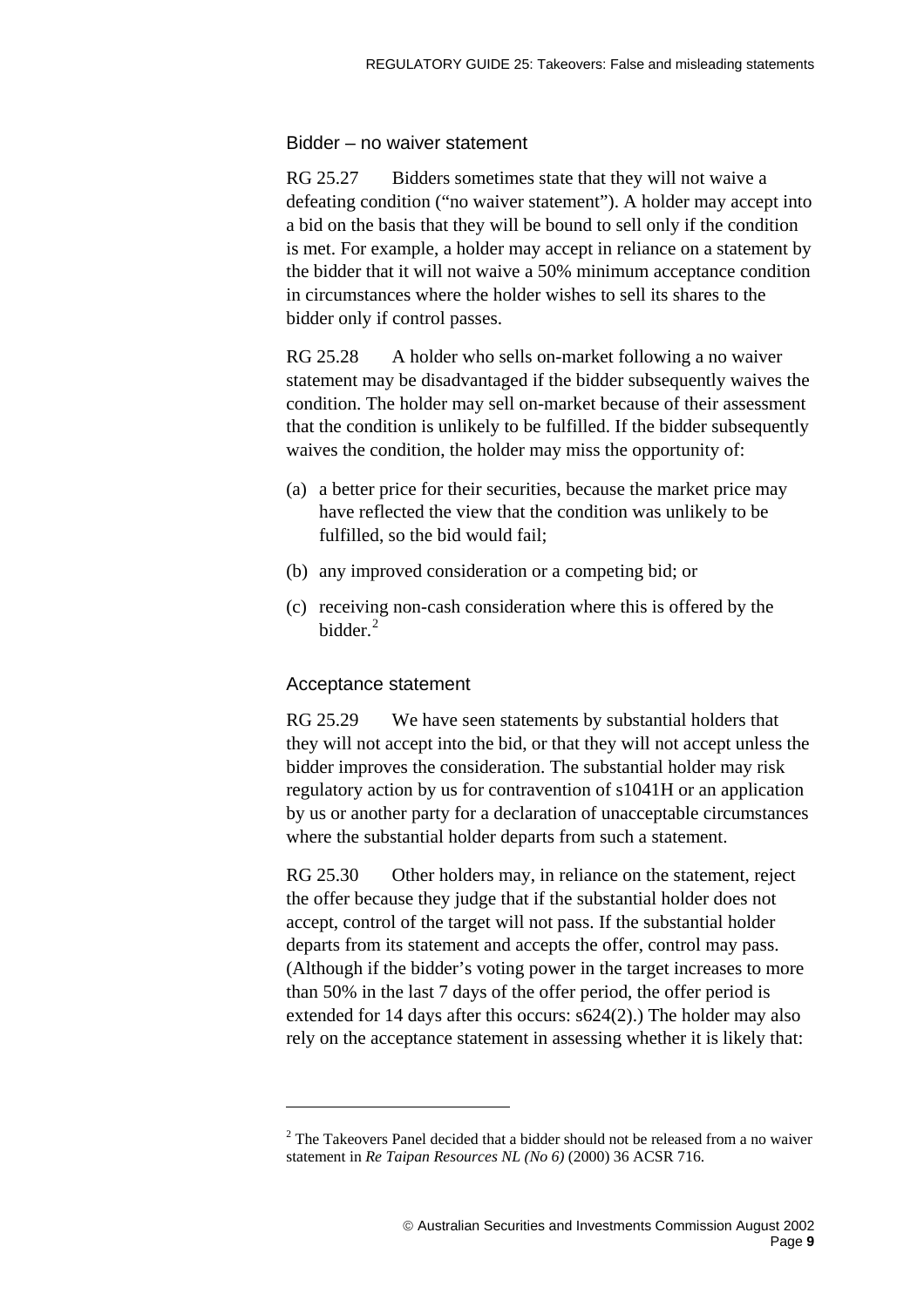### Bidder – no waiver statement

RG 25.27 Bidders sometimes state that they will not waive a defeating condition ("no waiver statement"). A holder may accept into a bid on the basis that they will be bound to sell only if the condition is met. For example, a holder may accept in reliance on a statement by the bidder that it will not waive a 50% minimum acceptance condition in circumstances where the holder wishes to sell its shares to the bidder only if control passes.

RG 25.28 A holder who sells on-market following a no waiver statement may be disadvantaged if the bidder subsequently waives the condition. The holder may sell on-market because of their assessment that the condition is unlikely to be fulfilled. If the bidder subsequently waives the condition, the holder may miss the opportunity of:

(a) a better price for their securities, because the market price may have reflected the view that the condition was unlikely to be fulfilled, so the bid would fail;

(b) any improved consideration or a competing bid; or

(c) receiving non-cash consideration where this is offered by the bidder.[2]

### Acceptance statement

RG 25.29 We have seen statements by substantial holders that they will not accept into the bid, or that they will not accept unless the bidder improves the consideration. The substantial holder may risk regulatory action by us for contravention of s1041H or an application by us or another party for a declaration of unacceptable circumstances where the substantial holder departs from such a statement.

RG 25.30 Other holders may, in reliance on the statement, reject the offer because they judge that if the substantial holder does not accept, control of the target will not pass. If the substantial holder departs from its statement and accepts the offer, control may pass. (Although if the bidder's voting power in the target increases to more than 50% in the last 7 days of the offer period, the offer period is extended for 14 days after this occurs: s624(2).) The holder may also rely on the acceptance statement in assessing whether it is likely that:

---

[2] The Takeovers Panel decided that a bidder should not be released from a no waiver statement in *Re Taipan Resources NL (No 6)* (2000) 36 ACSR 716.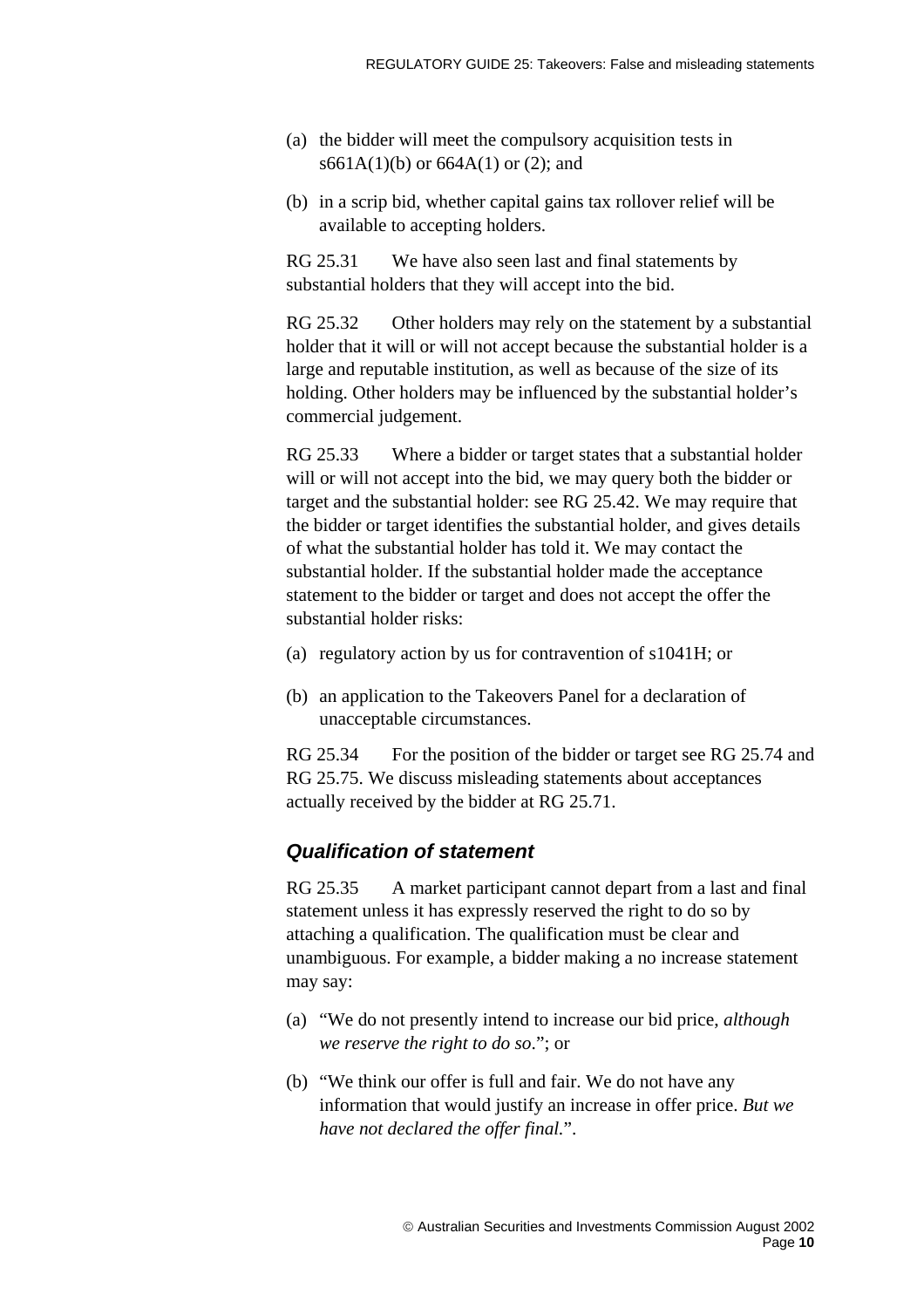(a) the bidder will meet the compulsory acquisition tests in s661A(1)(b) or 664A(1) or (2); and

(b) in a scrip bid, whether capital gains tax rollover relief will be available to accepting holders.

RG 25.31 We have also seen last and final statements by substantial holders that they will accept into the bid.

RG 25.32 Other holders may rely on the statement by a substantial holder that it will or will not accept because the substantial holder is a large and reputable institution, as well as because of the size of its holding. Other holders may be influenced by the substantial holder's commercial judgement.

RG 25.33 Where a bidder or target states that a substantial holder will or will not accept into the bid, we may query both the bidder or target and the substantial holder: see RG 25.42. We may require that the bidder or target identifies the substantial holder, and gives details of what the substantial holder has told it. We may contact the substantial holder. If the substantial holder made the acceptance statement to the bidder or target and does not accept the offer the substantial holder risks:

(a) regulatory action by us for contravention of s1041H; or

(b) an application to the Takeovers Panel for a declaration of unacceptable circumstances.

RG 25.34 For the position of the bidder or target see RG 25.74 and RG 25.75. We discuss misleading statements about acceptances actually received by the bidder at RG 25.71.

### *Qualification of statement*

RG 25.35 A market participant cannot depart from a last and final statement unless it has expressly reserved the right to do so by attaching a qualification. The qualification must be clear and unambiguous. For example, a bidder making a no increase statement may say:

(a) "We do not presently intend to increase our bid price, *although we reserve the right to do so*."; or

(b) "We think our offer is full and fair. We do not have any information that would justify an increase in offer price. *But we have not declared the offer final.*".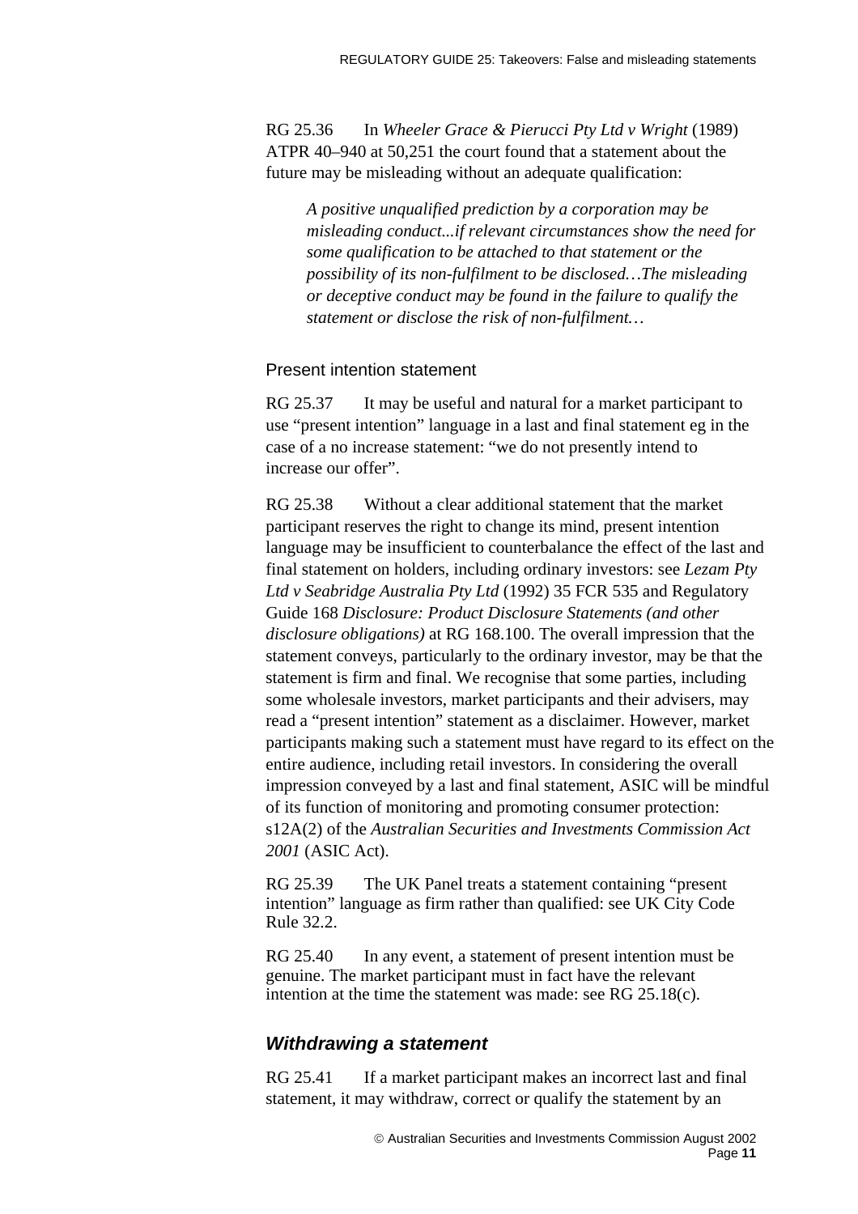RG 25.36 In *Wheeler Grace & Pierucci Pty Ltd v Wright* (1989) ATPR 40–940 at 50,251 the court found that a statement about the future may be misleading without an adequate qualification:

> *A positive unqualified prediction by a corporation may be misleading conduct...if relevant circumstances show the need for some qualification to be attached to that statement or the possibility of its non-fulfilment to be disclosed…The misleading or deceptive conduct may be found in the failure to qualify the statement or disclose the risk of non-fulfilment…*

### Present intention statement

RG 25.37 It may be useful and natural for a market participant to use "present intention" language in a last and final statement eg in the case of a no increase statement: "we do not presently intend to increase our offer".

RG 25.38 Without a clear additional statement that the market participant reserves the right to change its mind, present intention language may be insufficient to counterbalance the effect of the last and final statement on holders, including ordinary investors: see *Lezam Pty Ltd v Seabridge Australia Pty Ltd* (1992) 35 FCR 535 and Regulatory Guide 168 *Disclosure: Product Disclosure Statements (and other disclosure obligations)* at RG 168.100. The overall impression that the statement conveys, particularly to the ordinary investor, may be that the statement is firm and final. We recognise that some parties, including some wholesale investors, market participants and their advisers, may read a "present intention" statement as a disclaimer. However, market participants making such a statement must have regard to its effect on the entire audience, including retail investors. In considering the overall impression conveyed by a last and final statement, ASIC will be mindful of its function of monitoring and promoting consumer protection: s12A(2) of the *Australian Securities and Investments Commission Act 2001* (ASIC Act).

RG 25.39 The UK Panel treats a statement containing "present intention" language as firm rather than qualified: see UK City Code Rule 32.2.

RG 25.40 In any event, a statement of present intention must be genuine. The market participant must in fact have the relevant intention at the time the statement was made: see RG 25.18(c).

## *Withdrawing a statement*

RG 25.41 If a market participant makes an incorrect last and final statement, it may withdraw, correct or qualify the statement by an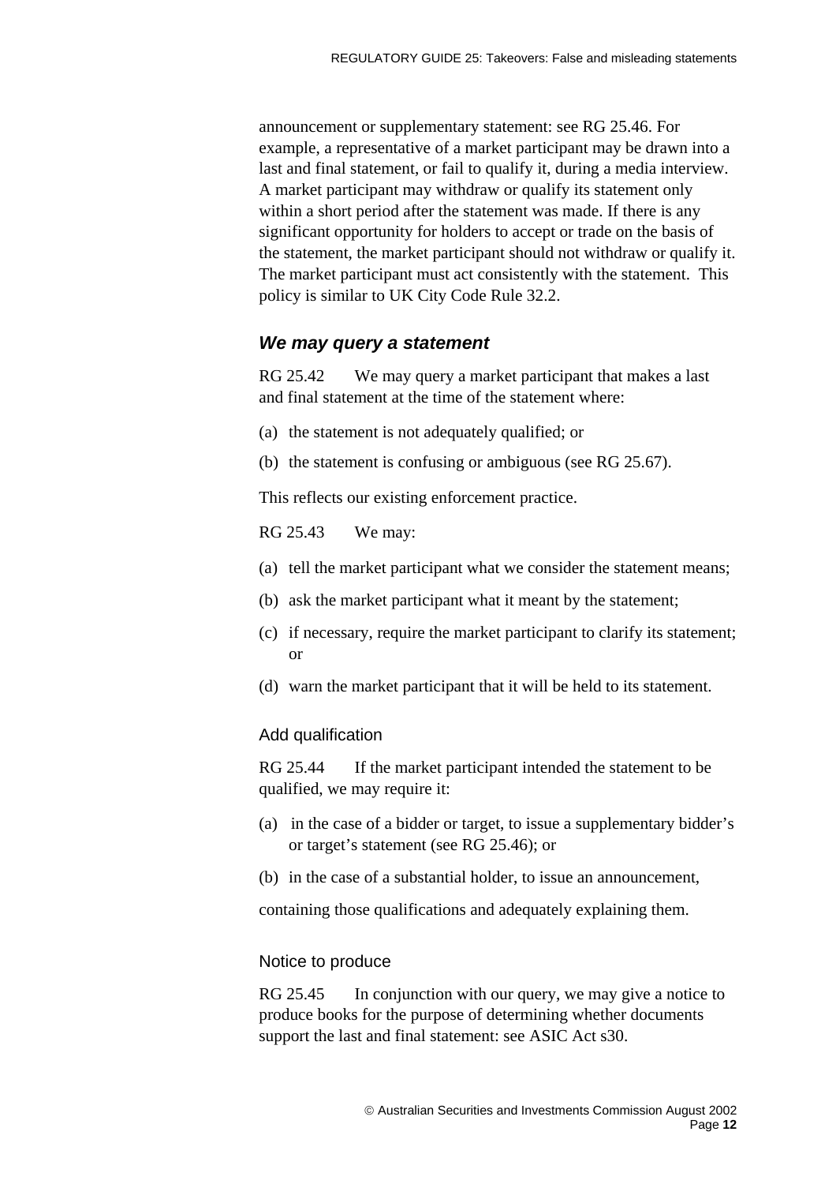announcement or supplementary statement: see RG 25.46. For example, a representative of a market participant may be drawn into a last and final statement, or fail to qualify it, during a media interview. A market participant may withdraw or qualify its statement only within a short period after the statement was made. If there is any significant opportunity for holders to accept or trade on the basis of the statement, the market participant should not withdraw or qualify it. The market participant must act consistently with the statement. This policy is similar to UK City Code Rule 32.2.

## *We may query a statement*

RG 25.42 We may query a market participant that makes a last and final statement at the time of the statement where:

(a) the statement is not adequately qualified; or

(b) the statement is confusing or ambiguous (see RG 25.67).

This reflects our existing enforcement practice.

RG 25.43 We may:

(a) tell the market participant what we consider the statement means;

(b) ask the market participant what it meant by the statement;

(c) if necessary, require the market participant to clarify its statement; or

(d) warn the market participant that it will be held to its statement.

### Add qualification

RG 25.44 If the market participant intended the statement to be qualified, we may require it:

(a) in the case of a bidder or target, to issue a supplementary bidder's or target's statement (see RG 25.46); or

(b) in the case of a substantial holder, to issue an announcement,

containing those qualifications and adequately explaining them.

### Notice to produce

RG 25.45 In conjunction with our query, we may give a notice to produce books for the purpose of determining whether documents support the last and final statement: see ASIC Act s30.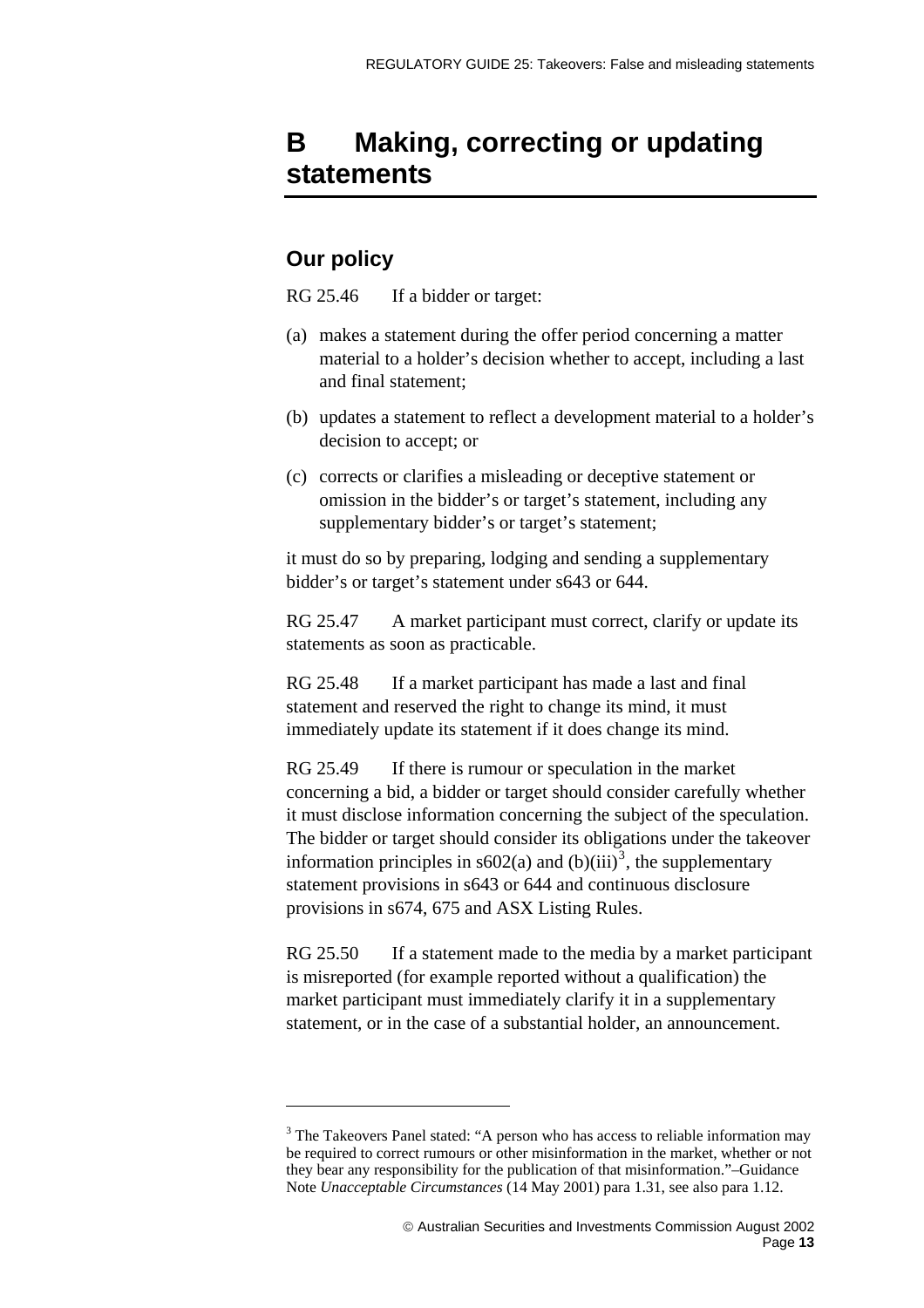# B Making, correcting or updating statements

## Our policy

RG 25.46 If a bidder or target:

(a) makes a statement during the offer period concerning a matter material to a holder's decision whether to accept, including a last and final statement;

(b) updates a statement to reflect a development material to a holder's decision to accept; or

(c) corrects or clarifies a misleading or deceptive statement or omission in the bidder's or target's statement, including any supplementary bidder's or target's statement;

it must do so by preparing, lodging and sending a supplementary bidder's or target's statement under s643 or 644.

RG 25.47 A market participant must correct, clarify or update its statements as soon as practicable.

RG 25.48 If a market participant has made a last and final statement and reserved the right to change its mind, it must immediately update its statement if it does change its mind.

RG 25.49 If there is rumour or speculation in the market concerning a bid, a bidder or target should consider carefully whether it must disclose information concerning the subject of the speculation. The bidder or target should consider its obligations under the takeover information principles in s602(a) and (b)(iii)[3], the supplementary statement provisions in s643 or 644 and continuous disclosure provisions in s674, 675 and ASX Listing Rules.

RG 25.50 If a statement made to the media by a market participant is misreported (for example reported without a qualification) the market participant must immediately clarify it in a supplementary statement, or in the case of a substantial holder, an announcement.

---

[3] The Takeovers Panel stated: "A person who has access to reliable information may be required to correct rumours or other misinformation in the market, whether or not they bear any responsibility for the publication of that misinformation."–Guidance Note *Unacceptable Circumstances* (14 May 2001) para 1.31, see also para 1.12.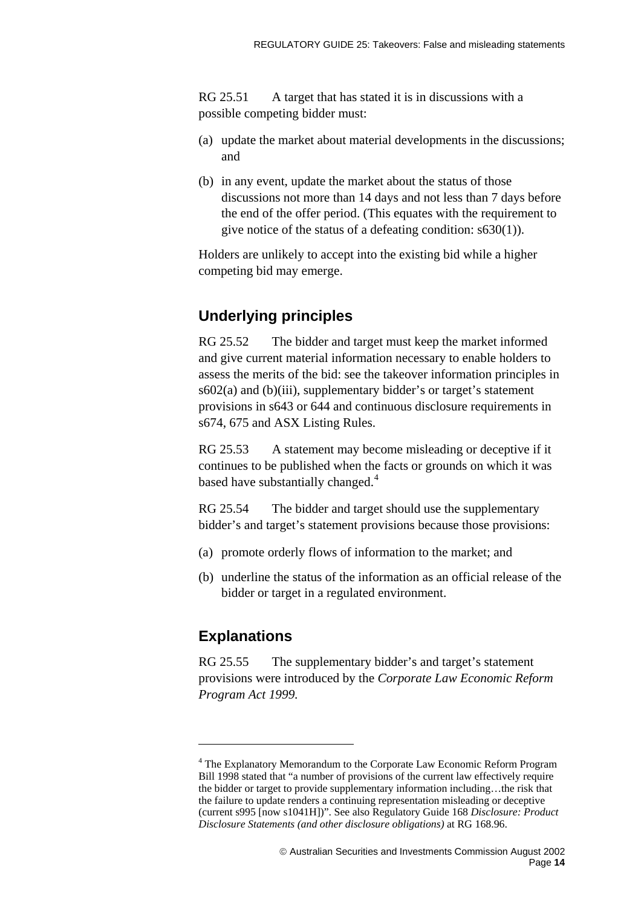RG 25.51 A target that has stated it is in discussions with a possible competing bidder must:

(a) update the market about material developments in the discussions; and

(b) in any event, update the market about the status of those discussions not more than 14 days and not less than 7 days before the end of the offer period. (This equates with the requirement to give notice of the status of a defeating condition: s630(1)).

Holders are unlikely to accept into the existing bid while a higher competing bid may emerge.

## Underlying principles

RG 25.52 The bidder and target must keep the market informed and give current material information necessary to enable holders to assess the merits of the bid: see the takeover information principles in s602(a) and (b)(iii), supplementary bidder's or target's statement provisions in s643 or 644 and continuous disclosure requirements in s674, 675 and ASX Listing Rules.

RG 25.53 A statement may become misleading or deceptive if it continues to be published when the facts or grounds on which it was based have substantially changed.[4]

RG 25.54 The bidder and target should use the supplementary bidder's and target's statement provisions because those provisions:

(a) promote orderly flows of information to the market; and

(b) underline the status of the information as an official release of the bidder or target in a regulated environment.

## Explanations

RG 25.55 The supplementary bidder's and target's statement provisions were introduced by the *Corporate Law Economic Reform Program Act 1999.*

---

[4] The Explanatory Memorandum to the Corporate Law Economic Reform Program Bill 1998 stated that "a number of provisions of the current law effectively require the bidder or target to provide supplementary information including…the risk that the failure to update renders a continuing representation misleading or deceptive (current s995 [now s1041H])". See also Regulatory Guide 168 *Disclosure: Product Disclosure Statements (and other disclosure obligations)* at RG 168.96.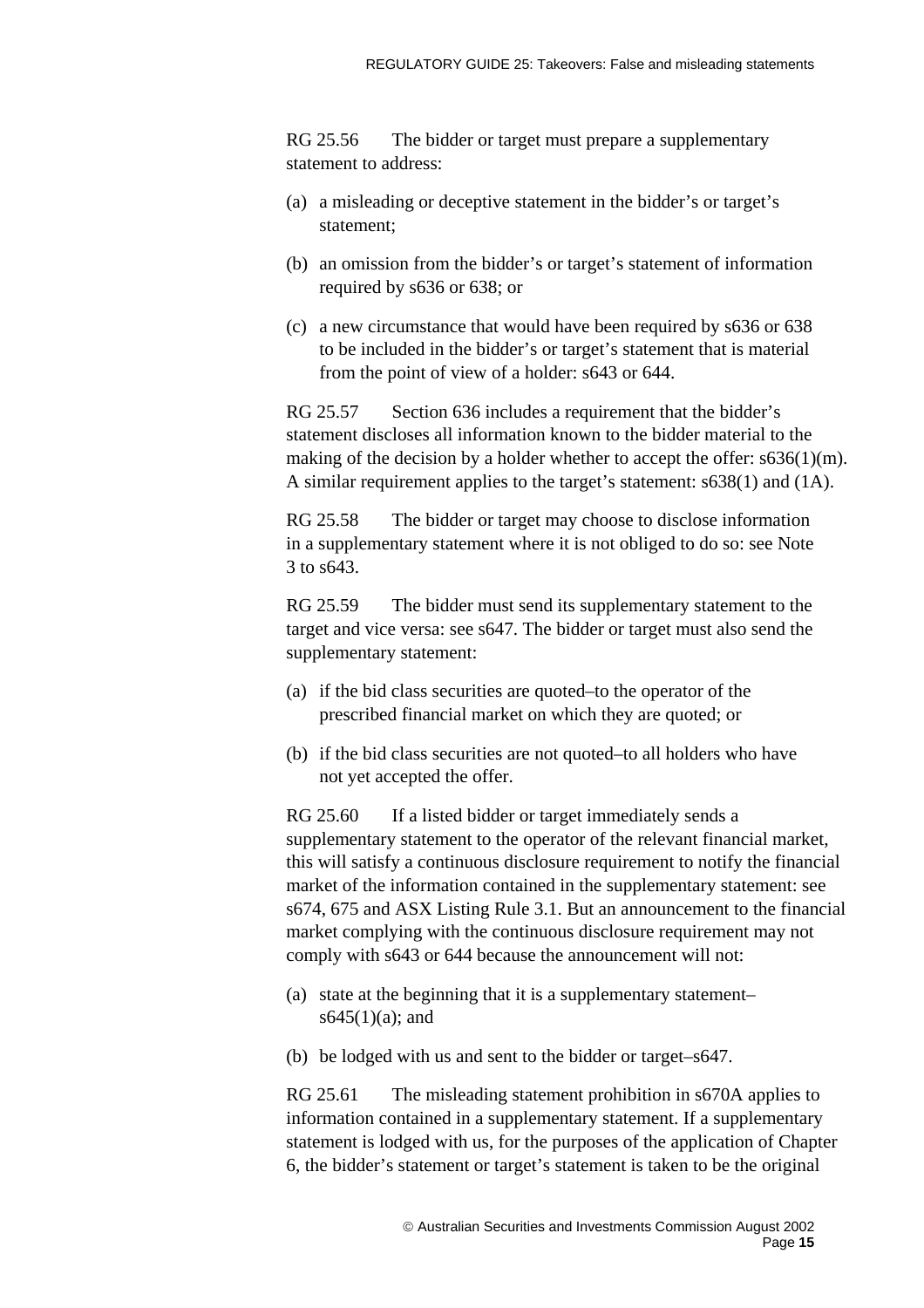RG 25.56 The bidder or target must prepare a supplementary statement to address:

(a) a misleading or deceptive statement in the bidder's or target's statement;

(b) an omission from the bidder's or target's statement of information required by s636 or 638; or

(c) a new circumstance that would have been required by s636 or 638 to be included in the bidder's or target's statement that is material from the point of view of a holder: s643 or 644.

RG 25.57 Section 636 includes a requirement that the bidder's statement discloses all information known to the bidder material to the making of the decision by a holder whether to accept the offer: s636(1)(m). A similar requirement applies to the target's statement: s638(1) and (1A).

RG 25.58 The bidder or target may choose to disclose information in a supplementary statement where it is not obliged to do so: see Note 3 to s643.

RG 25.59 The bidder must send its supplementary statement to the target and vice versa: see s647. The bidder or target must also send the supplementary statement:

(a) if the bid class securities are quoted–to the operator of the prescribed financial market on which they are quoted; or

(b) if the bid class securities are not quoted–to all holders who have not yet accepted the offer.

RG 25.60 If a listed bidder or target immediately sends a supplementary statement to the operator of the relevant financial market, this will satisfy a continuous disclosure requirement to notify the financial market of the information contained in the supplementary statement: see s674, 675 and ASX Listing Rule 3.1. But an announcement to the financial market complying with the continuous disclosure requirement may not comply with s643 or 644 because the announcement will not:

(a) state at the beginning that it is a supplementary statement–s645(1)(a); and

(b) be lodged with us and sent to the bidder or target–s647.

RG 25.61 The misleading statement prohibition in s670A applies to information contained in a supplementary statement. If a supplementary statement is lodged with us, for the purposes of the application of Chapter 6, the bidder's statement or target's statement is taken to be the original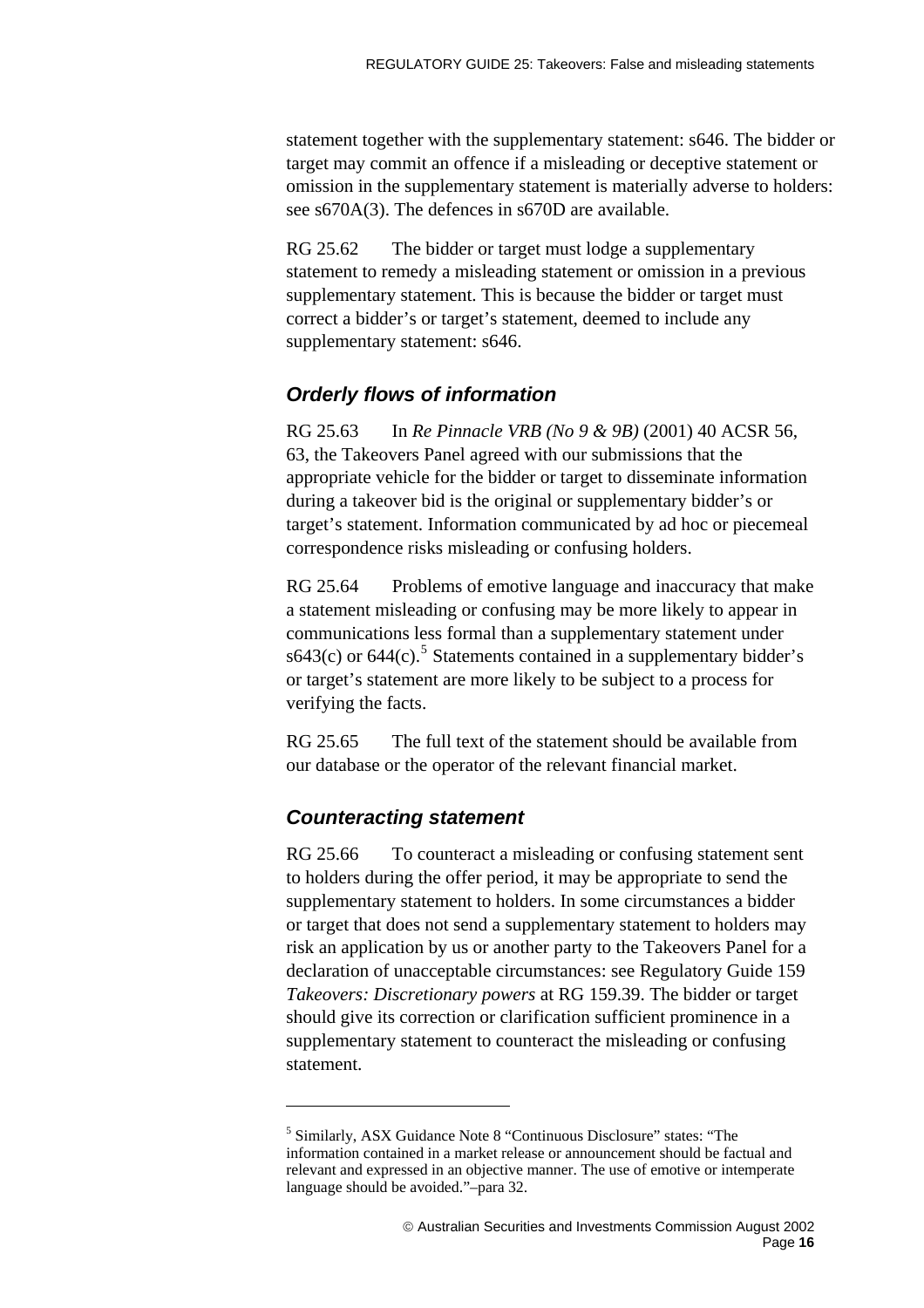statement together with the supplementary statement: s646. The bidder or target may commit an offence if a misleading or deceptive statement or omission in the supplementary statement is materially adverse to holders: see s670A(3). The defences in s670D are available.

RG 25.62 The bidder or target must lodge a supplementary statement to remedy a misleading statement or omission in a previous supplementary statement. This is because the bidder or target must correct a bidder's or target's statement, deemed to include any supplementary statement: s646.

### *Orderly flows of information*

RG 25.63 In *Re Pinnacle VRB (No 9 & 9B)* (2001) 40 ACSR 56, 63, the Takeovers Panel agreed with our submissions that the appropriate vehicle for the bidder or target to disseminate information during a takeover bid is the original or supplementary bidder's or target's statement. Information communicated by ad hoc or piecemeal correspondence risks misleading or confusing holders.

RG 25.64 Problems of emotive language and inaccuracy that make a statement misleading or confusing may be more likely to appear in communications less formal than a supplementary statement under s643(c) or 644(c).[5] Statements contained in a supplementary bidder's or target's statement are more likely to be subject to a process for verifying the facts.

RG 25.65 The full text of the statement should be available from our database or the operator of the relevant financial market.

### *Counteracting statement*

RG 25.66 To counteract a misleading or confusing statement sent to holders during the offer period, it may be appropriate to send the supplementary statement to holders. In some circumstances a bidder or target that does not send a supplementary statement to holders may risk an application by us or another party to the Takeovers Panel for a declaration of unacceptable circumstances: see Regulatory Guide 159 *Takeovers: Discretionary powers* at RG 159.39. The bidder or target should give its correction or clarification sufficient prominence in a supplementary statement to counteract the misleading or confusing statement.

---

[5] Similarly, ASX Guidance Note 8 "Continuous Disclosure" states: "The information contained in a market release or announcement should be factual and relevant and expressed in an objective manner. The use of emotive or intemperate language should be avoided."–para 32.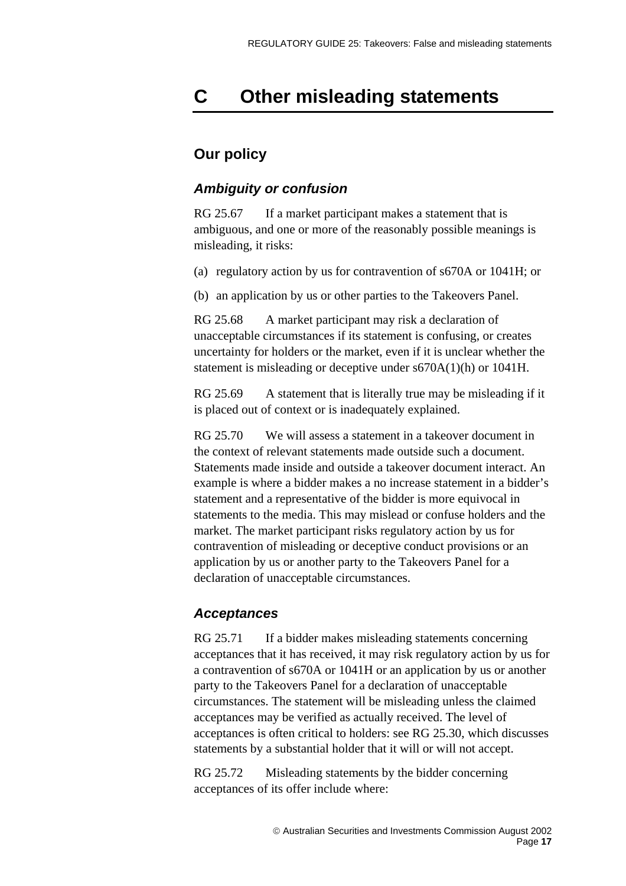# C Other misleading statements

## Our policy

### *Ambiguity or confusion*

RG 25.67 If a market participant makes a statement that is ambiguous, and one or more of the reasonably possible meanings is misleading, it risks:

(a) regulatory action by us for contravention of s670A or 1041H; or

(b) an application by us or other parties to the Takeovers Panel.

RG 25.68 A market participant may risk a declaration of unacceptable circumstances if its statement is confusing, or creates uncertainty for holders or the market, even if it is unclear whether the statement is misleading or deceptive under s670A(1)(h) or 1041H.

RG 25.69 A statement that is literally true may be misleading if it is placed out of context or is inadequately explained.

RG 25.70 We will assess a statement in a takeover document in the context of relevant statements made outside such a document. Statements made inside and outside a takeover document interact. An example is where a bidder makes a no increase statement in a bidder's statement and a representative of the bidder is more equivocal in statements to the media. This may mislead or confuse holders and the market. The market participant risks regulatory action by us for contravention of misleading or deceptive conduct provisions or an application by us or another party to the Takeovers Panel for a declaration of unacceptable circumstances.

### *Acceptances*

RG 25.71 If a bidder makes misleading statements concerning acceptances that it has received, it may risk regulatory action by us for a contravention of s670A or 1041H or an application by us or another party to the Takeovers Panel for a declaration of unacceptable circumstances. The statement will be misleading unless the claimed acceptances may be verified as actually received. The level of acceptances is often critical to holders: see RG 25.30, which discusses statements by a substantial holder that it will or will not accept.

RG 25.72 Misleading statements by the bidder concerning acceptances of its offer include where: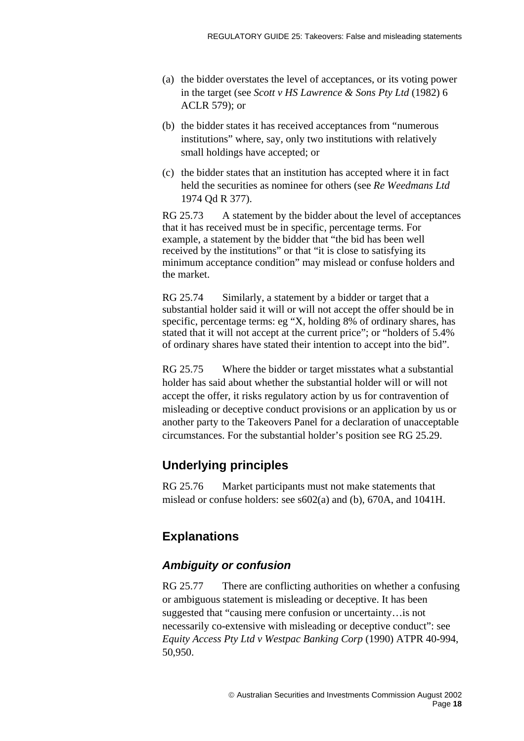(a) the bidder overstates the level of acceptances, or its voting power in the target (see *Scott v HS Lawrence & Sons Pty Ltd* (1982) 6 ACLR 579); or

(b) the bidder states it has received acceptances from “numerous institutions” where, say, only two institutions with relatively small holdings have accepted; or

(c) the bidder states that an institution has accepted where it in fact held the securities as nominee for others (see *Re Weedmans Ltd* 1974 Qd R 377).

RG 25.73 A statement by the bidder about the level of acceptances that it has received must be in specific, percentage terms. For example, a statement by the bidder that “the bid has been well received by the institutions” or that “it is close to satisfying its minimum acceptance condition” may mislead or confuse holders and the market.

RG 25.74 Similarly, a statement by a bidder or target that a substantial holder said it will or will not accept the offer should be in specific, percentage terms: eg “X, holding 8% of ordinary shares, has stated that it will not accept at the current price”; or “holders of 5.4% of ordinary shares have stated their intention to accept into the bid”.

RG 25.75 Where the bidder or target misstates what a substantial holder has said about whether the substantial holder will or will not accept the offer, it risks regulatory action by us for contravention of misleading or deceptive conduct provisions or an application by us or another party to the Takeovers Panel for a declaration of unacceptable circumstances. For the substantial holder’s position see RG 25.29.

## Underlying principles

RG 25.76 Market participants must not make statements that mislead or confuse holders: see s602(a) and (b), 670A, and 1041H.

## Explanations

### *Ambiguity or confusion*

RG 25.77 There are conflicting authorities on whether a confusing or ambiguous statement is misleading or deceptive. It has been suggested that “causing mere confusion or uncertainty…is not necessarily co-extensive with misleading or deceptive conduct”: see *Equity Access Pty Ltd v Westpac Banking Corp* (1990) ATPR 40-994, 50,950.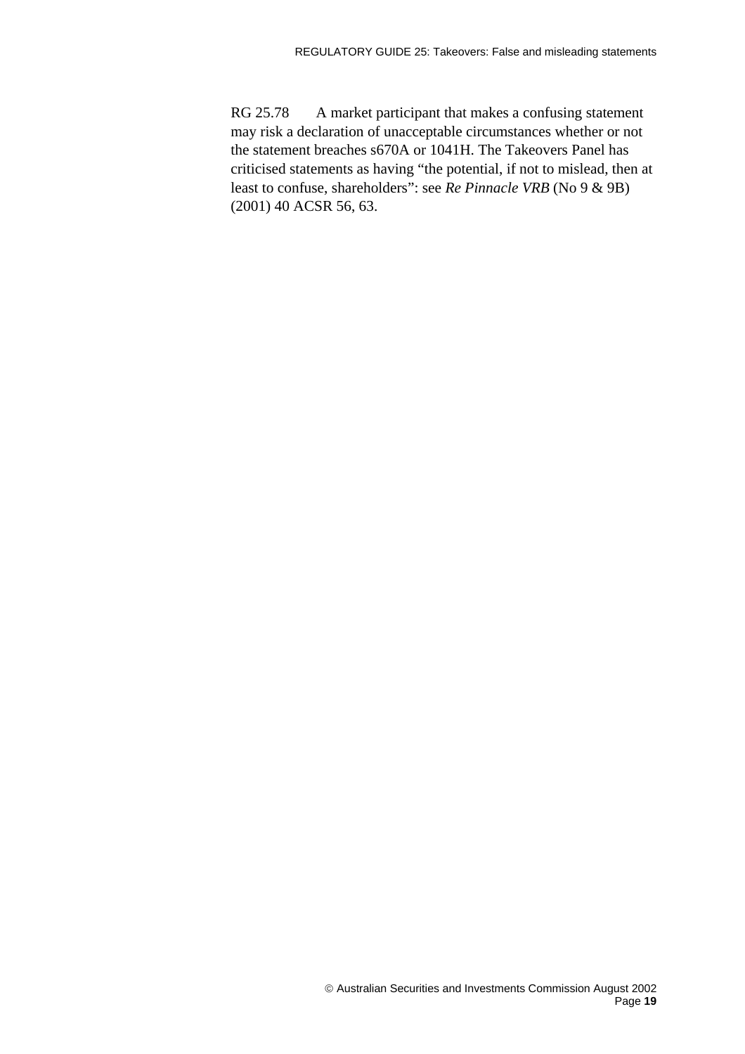RG 25.78 A market participant that makes a confusing statement may risk a declaration of unacceptable circumstances whether or not the statement breaches s670A or 1041H. The Takeovers Panel has criticised statements as having "the potential, if not to mislead, then at least to confuse, shareholders": see *Re Pinnacle VRB* (No 9 & 9B) (2001) 40 ACSR 56, 63.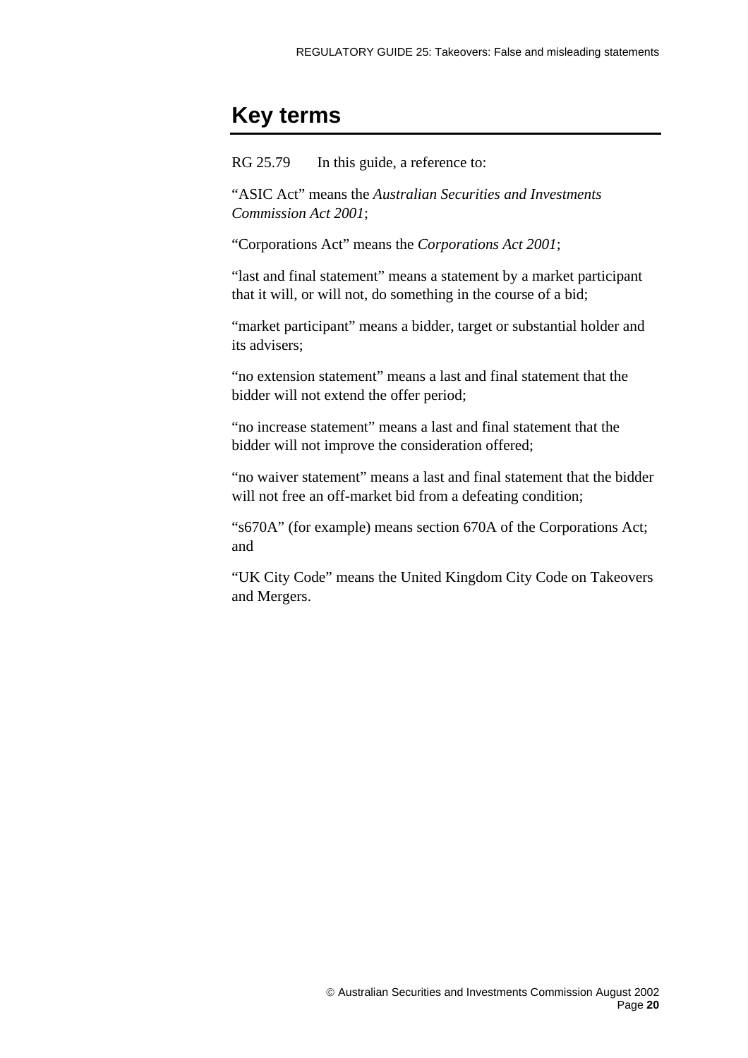# Key terms

RG 25.79 In this guide, a reference to:

"ASIC Act" means the *Australian Securities and Investments Commission Act 2001*;

"Corporations Act" means the *Corporations Act 2001*;

"last and final statement" means a statement by a market participant that it will, or will not, do something in the course of a bid;

"market participant" means a bidder, target or substantial holder and its advisers;

"no extension statement" means a last and final statement that the bidder will not extend the offer period;

"no increase statement" means a last and final statement that the bidder will not improve the consideration offered;

"no waiver statement" means a last and final statement that the bidder will not free an off-market bid from a defeating condition;

"s670A" (for example) means section 670A of the Corporations Act; and

"UK City Code" means the United Kingdom City Code on Takeovers and Mergers.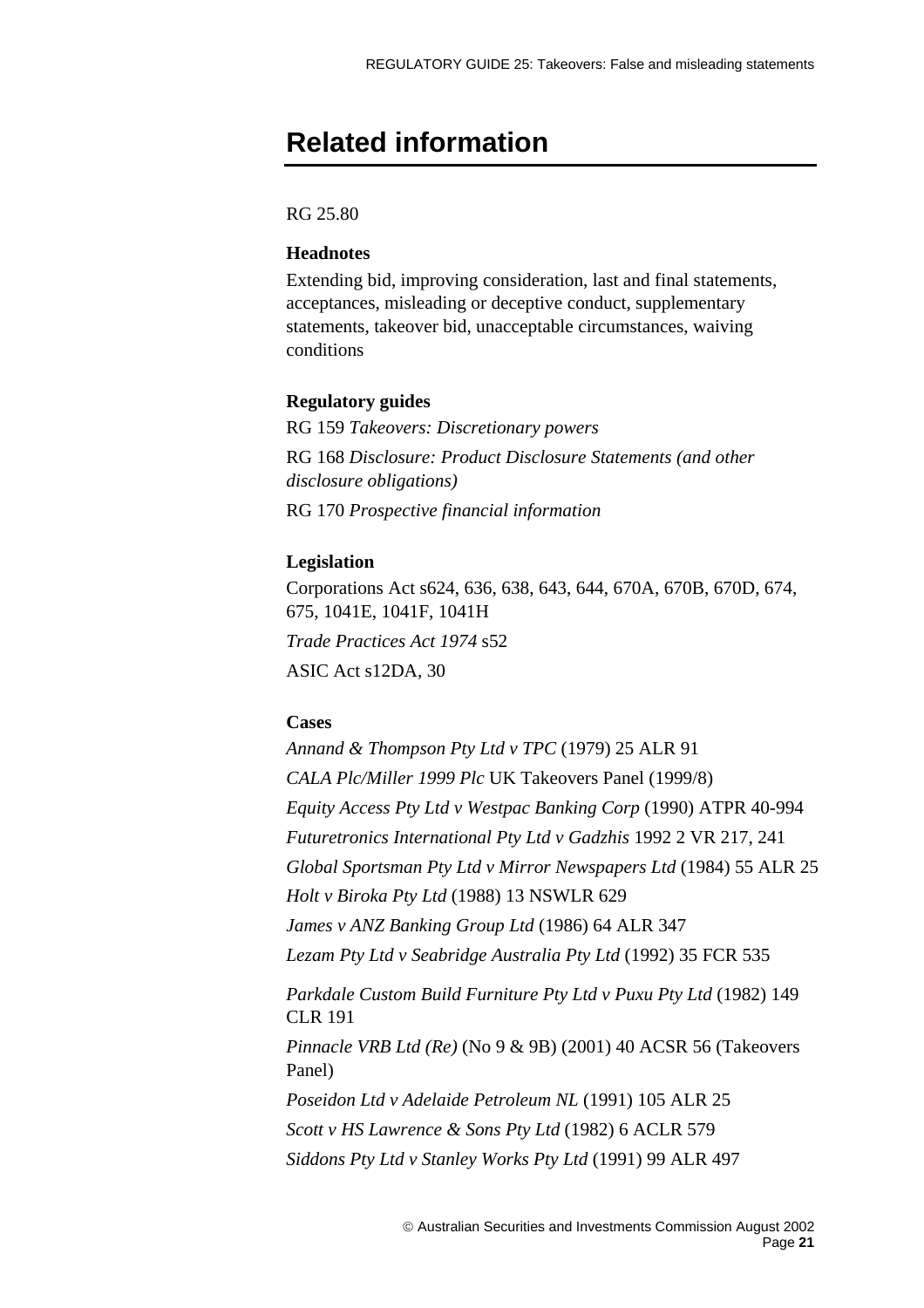# Related information

RG 25.80

**Headnotes**

Extending bid, improving consideration, last and final statements, acceptances, misleading or deceptive conduct, supplementary statements, takeover bid, unacceptable circumstances, waiving conditions

**Regulatory guides**

RG 159 *Takeovers: Discretionary powers*

RG 168 *Disclosure: Product Disclosure Statements (and other disclosure obligations)*

RG 170 *Prospective financial information*

**Legislation**

Corporations Act s624, 636, 638, 643, 644, 670A, 670B, 670D, 674, 675, 1041E, 1041F, 1041H

*Trade Practices Act 1974* s52

ASIC Act s12DA, 30

**Cases**

*Annand & Thompson Pty Ltd v TPC* (1979) 25 ALR 91

*CALA Plc/Miller 1999 Plc* UK Takeovers Panel (1999/8)

*Equity Access Pty Ltd v Westpac Banking Corp* (1990) ATPR 40-994

*Futuretronics International Pty Ltd v Gadzhis* 1992 2 VR 217, 241

*Global Sportsman Pty Ltd v Mirror Newspapers Ltd* (1984) 55 ALR 25

*Holt v Biroka Pty Ltd* (1988) 13 NSWLR 629

*James v ANZ Banking Group Ltd* (1986) 64 ALR 347

*Lezam Pty Ltd v Seabridge Australia Pty Ltd* (1992) 35 FCR 535

*Parkdale Custom Build Furniture Pty Ltd v Puxu Pty Ltd* (1982) 149 CLR 191

*Pinnacle VRB Ltd (Re)* (No 9 & 9B) (2001) 40 ACSR 56 (Takeovers Panel)

*Poseidon Ltd v Adelaide Petroleum NL* (1991) 105 ALR 25

*Scott v HS Lawrence & Sons Pty Ltd* (1982) 6 ACLR 579

*Siddons Pty Ltd v Stanley Works Pty Ltd* (1991) 99 ALR 497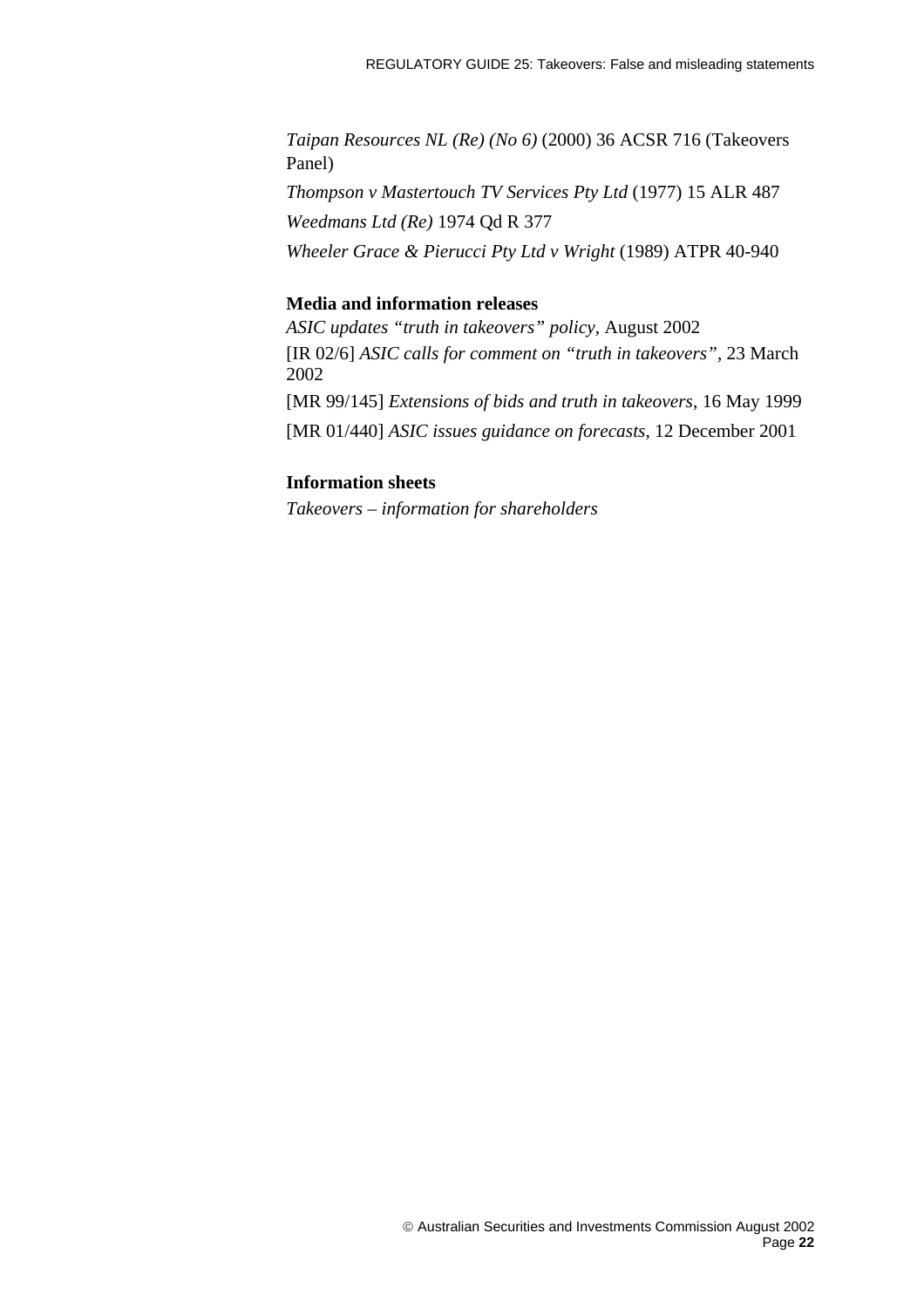*Taipan Resources NL (Re) (No 6)* (2000) 36 ACSR 716 (Takeovers Panel)

*Thompson v Mastertouch TV Services Pty Ltd* (1977) 15 ALR 487

*Weedmans Ltd (Re)* 1974 Qd R 377

*Wheeler Grace & Pierucci Pty Ltd v Wright* (1989) ATPR 40-940

**Media and information releases**

*ASIC updates "truth in takeovers" policy*, August 2002

[IR 02/6] *ASIC calls for comment on "truth in takeovers"*, 23 March 2002

[MR 99/145] *Extensions of bids and truth in takeovers*, 16 May 1999

[MR 01/440] *ASIC issues guidance on forecasts*, 12 December 2001

**Information sheets**

*Takeovers – information for shareholders*